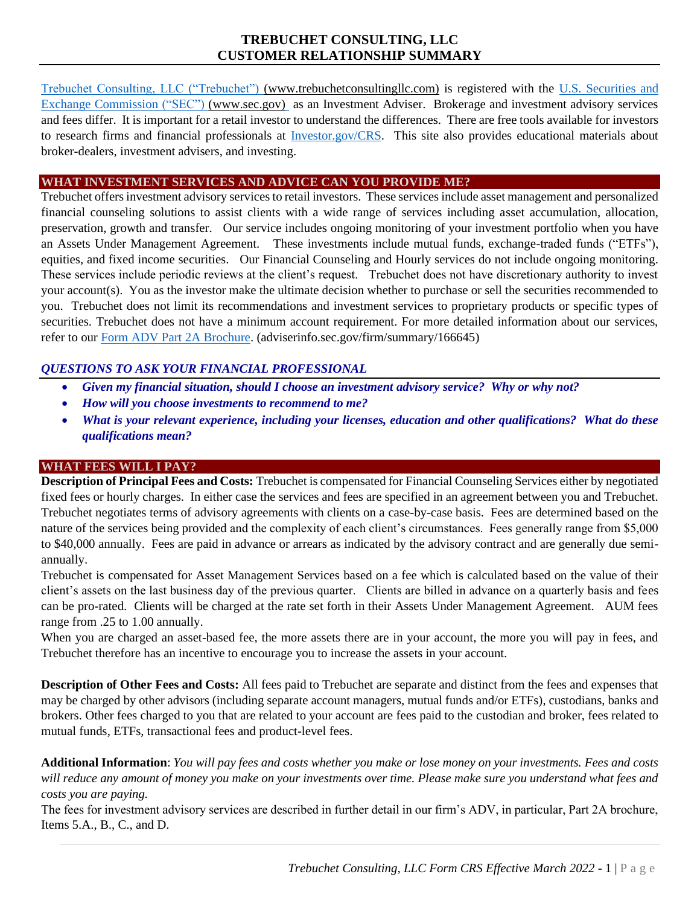# TREBUCHET CONSULTING, LLC
# CUSTOMER RELATIONSHIP SUMMARY

Trebuchet Consulting, LLC ("Trebuchet") (www.trebuchetconsultingllc.com) is registered with the U.S. Securities and Exchange Commission ("SEC") (www.sec.gov) as an Investment Adviser. Brokerage and investment advisory services and fees differ. It is important for a retail investor to understand the differences. There are free tools available for investors to research firms and financial professionals at Investor.gov/CRS. This site also provides educational materials about broker-dealers, investment advisers, and investing.

## WHAT INVESTMENT SERVICES AND ADVICE CAN YOU PROVIDE ME?

Trebuchet offers investment advisory services to retail investors. These services include asset management and personalized financial counseling solutions to assist clients with a wide range of services including asset accumulation, allocation, preservation, growth and transfer. Our service includes ongoing monitoring of your investment portfolio when you have an Assets Under Management Agreement. These investments include mutual funds, exchange-traded funds ("ETFs"), equities, and fixed income securities. Our Financial Counseling and Hourly services do not include ongoing monitoring. These services include periodic reviews at the client's request. Trebuchet does not have discretionary authority to invest your account(s). You as the investor make the ultimate decision whether to purchase or sell the securities recommended to you. Trebuchet does not limit its recommendations and investment services to proprietary products or specific types of securities. Trebuchet does not have a minimum account requirement. For more detailed information about our services, refer to our Form ADV Part 2A Brochure. (adviserinfo.sec.gov/firm/summary/166645)

### *QUESTIONS TO ASK YOUR FINANCIAL PROFESSIONAL*

- ***Given my financial situation, should I choose an investment advisory service? Why or why not?***
- ***How will you choose investments to recommend to me?***
- ***What is your relevant experience, including your licenses, education and other qualifications? What do these qualifications mean?***

## WHAT FEES WILL I PAY?

**Description of Principal Fees and Costs:** Trebuchet is compensated for Financial Counseling Services either by negotiated fixed fees or hourly charges. In either case the services and fees are specified in an agreement between you and Trebuchet. Trebuchet negotiates terms of advisory agreements with clients on a case-by-case basis. Fees are determined based on the nature of the services being provided and the complexity of each client's circumstances. Fees generally range from $5,000 to $40,000 annually. Fees are paid in advance or arrears as indicated by the advisory contract and are generally due semi-annually.

Trebuchet is compensated for Asset Management Services based on a fee which is calculated based on the value of their client's assets on the last business day of the previous quarter. Clients are billed in advance on a quarterly basis and fees can be pro-rated. Clients will be charged at the rate set forth in their Assets Under Management Agreement. AUM fees range from .25 to 1.00 annually.

When you are charged an asset-based fee, the more assets there are in your account, the more you will pay in fees, and Trebuchet therefore has an incentive to encourage you to increase the assets in your account.

**Description of Other Fees and Costs:** All fees paid to Trebuchet are separate and distinct from the fees and expenses that may be charged by other advisors (including separate account managers, mutual funds and/or ETFs), custodians, banks and brokers. Other fees charged to you that are related to your account are fees paid to the custodian and broker, fees related to mutual funds, ETFs, transactional fees and product-level fees.

**Additional Information**: *You will pay fees and costs whether you make or lose money on your investments. Fees and costs will reduce any amount of money you make on your investments over time. Please make sure you understand what fees and costs you are paying.*

The fees for investment advisory services are described in further detail in our firm's ADV, in particular, Part 2A brochure, Items 5.A., B., C., and D.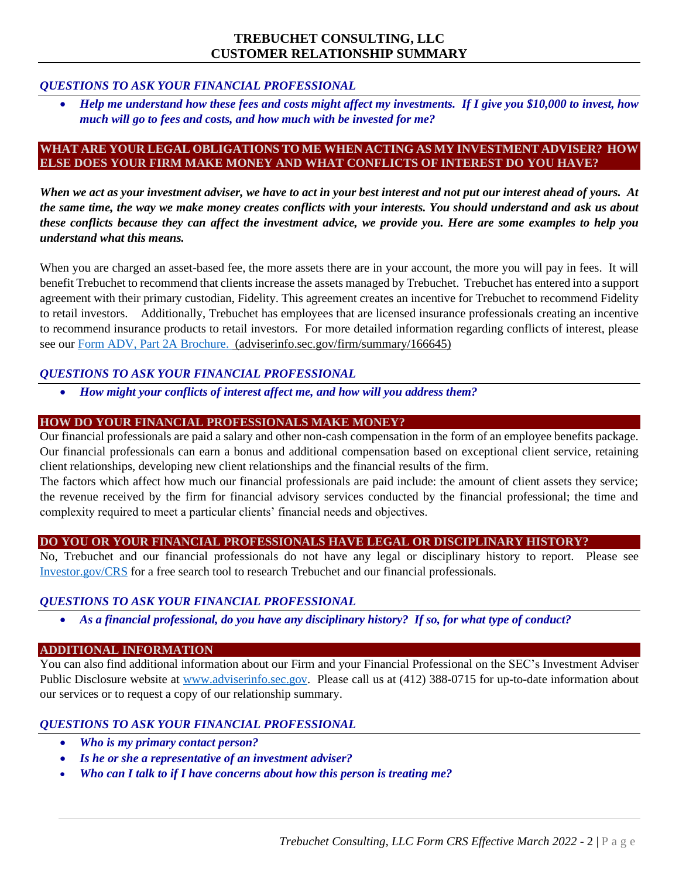# TREBUCHET CONSULTING, LLC
# CUSTOMER RELATIONSHIP SUMMARY

### *QUESTIONS TO ASK YOUR FINANCIAL PROFESSIONAL*

- ***Help me understand how these fees and costs might affect my investments. If I give you $10,000 to invest, how much will go to fees and costs, and how much with be invested for me?***

## WHAT ARE YOUR LEGAL OBLIGATIONS TO ME WHEN ACTING AS MY INVESTMENT ADVISER? HOW ELSE DOES YOUR FIRM MAKE MONEY AND WHAT CONFLICTS OF INTEREST DO YOU HAVE?

***When we act as your investment adviser, we have to act in your best interest and not put our interest ahead of yours. At the same time, the way we make money creates conflicts with your interests. You should understand and ask us about these conflicts because they can affect the investment advice, we provide you. Here are some examples to help you understand what this means.***

When you are charged an asset-based fee, the more assets there are in your account, the more you will pay in fees. It will benefit Trebuchet to recommend that clients increase the assets managed by Trebuchet. Trebuchet has entered into a support agreement with their primary custodian, Fidelity. This agreement creates an incentive for Trebuchet to recommend Fidelity to retail investors. Additionally, Trebuchet has employees that are licensed insurance professionals creating an incentive to recommend insurance products to retail investors. For more detailed information regarding conflicts of interest, please see our Form ADV, Part 2A Brochure. (adviserinfo.sec.gov/firm/summary/166645)

### *QUESTIONS TO ASK YOUR FINANCIAL PROFESSIONAL*

- ***How might your conflicts of interest affect me, and how will you address them?***

## HOW DO YOUR FINANCIAL PROFESSIONALS MAKE MONEY?

Our financial professionals are paid a salary and other non-cash compensation in the form of an employee benefits package. Our financial professionals can earn a bonus and additional compensation based on exceptional client service, retaining client relationships, developing new client relationships and the financial results of the firm.

The factors which affect how much our financial professionals are paid include: the amount of client assets they service; the revenue received by the firm for financial advisory services conducted by the financial professional; the time and complexity required to meet a particular clients' financial needs and objectives.

## DO YOU OR YOUR FINANCIAL PROFESSIONALS HAVE LEGAL OR DISCIPLINARY HISTORY?

No, Trebuchet and our financial professionals do not have any legal or disciplinary history to report. Please see Investor.gov/CRS for a free search tool to research Trebuchet and our financial professionals.

### *QUESTIONS TO ASK YOUR FINANCIAL PROFESSIONAL*

- ***As a financial professional, do you have any disciplinary history? If so, for what type of conduct?***

## ADDITIONAL INFORMATION

You can also find additional information about our Firm and your Financial Professional on the SEC's Investment Adviser Public Disclosure website at www.adviserinfo.sec.gov. Please call us at (412) 388-0715 for up-to-date information about our services or to request a copy of our relationship summary.

### *QUESTIONS TO ASK YOUR FINANCIAL PROFESSIONAL*

- ***Who is my primary contact person?***
- ***Is he or she a representative of an investment adviser?***
- ***Who can I talk to if I have concerns about how this person is treating me?***